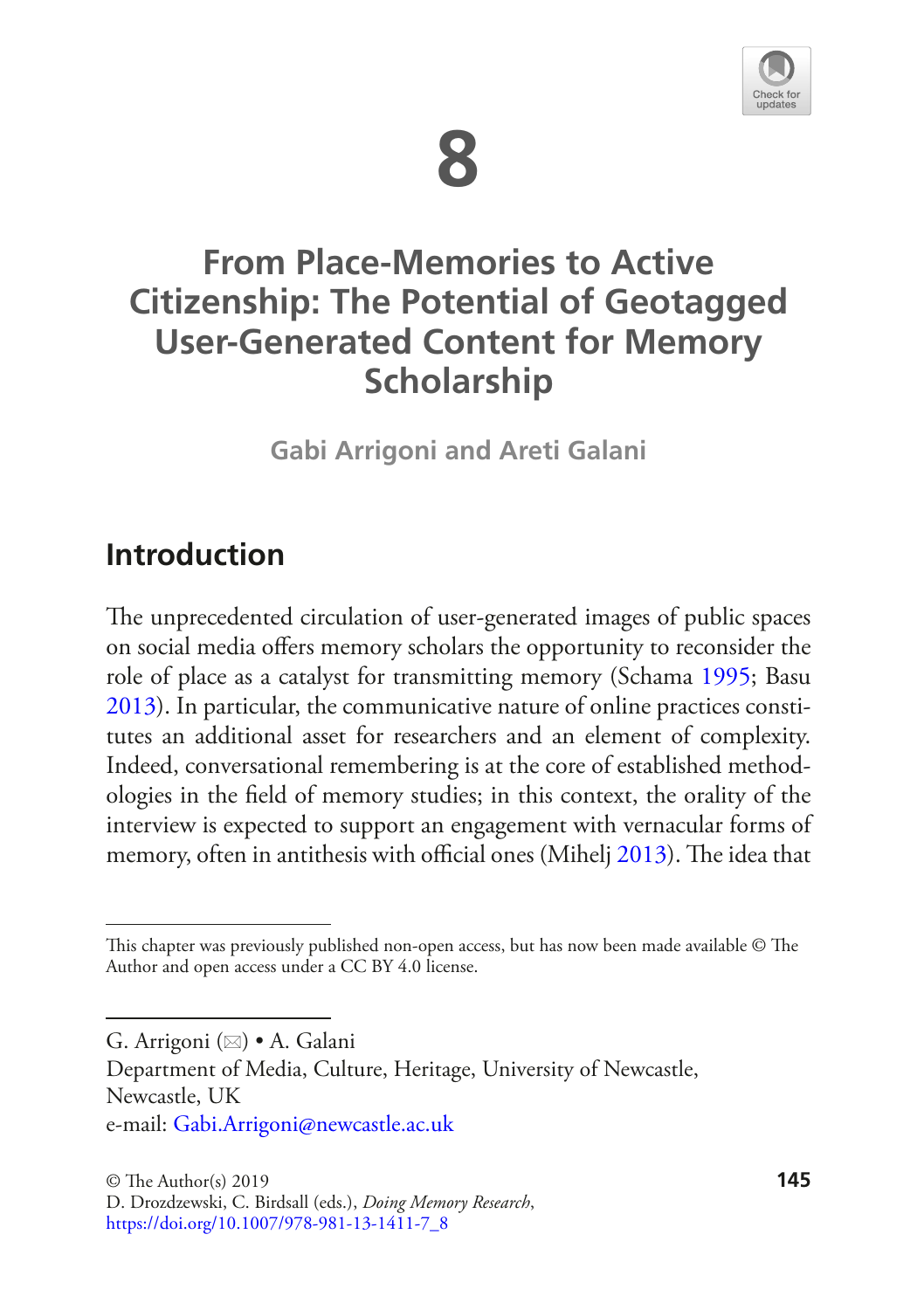# 8

# From Place-Memories to Active Citizenship: The Potential of Geotagged User-Generated Content for Memory Scholarship

**Gabi Arrigoni and Areti Galani**

## Introduction

The unprecedented circulation of user-generated images of public spaces on social media offers memory scholars the opportunity to reconsider the role of place as a catalyst for transmitting memory (Schama 1995; Basu 2013). In particular, the communicative nature of online practices constitutes an additional asset for researchers and an element of complexity. Indeed, conversational remembering is at the core of established methodologies in the field of memory studies; in this context, the orality of the interview is expected to support an engagement with vernacular forms of memory, often in antithesis with official ones (Mihelj 2013). The idea that

---

This chapter was previously published non-open access, but has now been made available © The Author and open access under a CC BY 4.0 license.

---

G. Arrigoni (✉) • A. Galani
Department of Media, Culture, Heritage, University of Newcastle, Newcastle, UK
e-mail: Gabi.Arrigoni@newcastle.ac.uk

© The Author(s) 2019
D. Drozdzewski, C. Birdsall (eds.), *Doing Memory Research*,
https://doi.org/10.1007/978-981-13-1411-7_8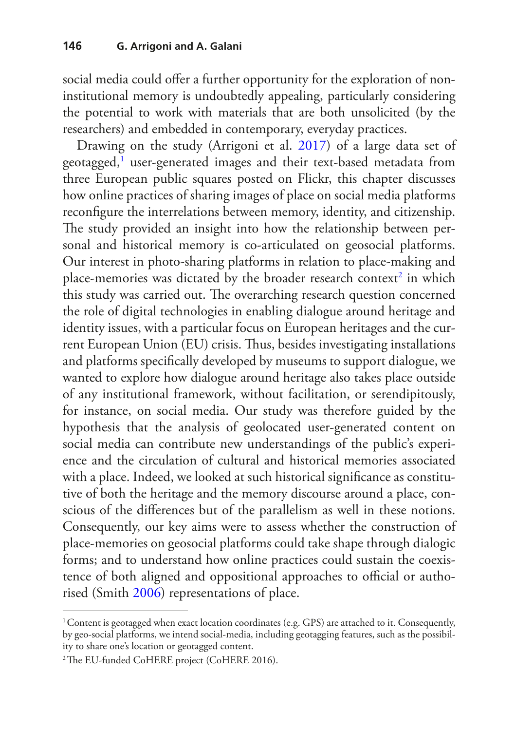social media could offer a further opportunity for the exploration of non-institutional memory is undoubtedly appealing, particularly considering the potential to work with materials that are both unsolicited (by the researchers) and embedded in contemporary, everyday practices.

Drawing on the study (Arrigoni et al. 2017) of a large data set of geotagged,[1] user-generated images and their text-based metadata from three European public squares posted on Flickr, this chapter discusses how online practices of sharing images of place on social media platforms reconfigure the interrelations between memory, identity, and citizenship. The study provided an insight into how the relationship between personal and historical memory is co-articulated on geosocial platforms. Our interest in photo-sharing platforms in relation to place-making and place-memories was dictated by the broader research context[2] in which this study was carried out. The overarching research question concerned the role of digital technologies in enabling dialogue around heritage and identity issues, with a particular focus on European heritages and the current European Union (EU) crisis. Thus, besides investigating installations and platforms specifically developed by museums to support dialogue, we wanted to explore how dialogue around heritage also takes place outside of any institutional framework, without facilitation, or serendipitously, for instance, on social media. Our study was therefore guided by the hypothesis that the analysis of geolocated user-generated content on social media can contribute new understandings of the public's experience and the circulation of cultural and historical memories associated with a place. Indeed, we looked at such historical significance as constitutive of both the heritage and the memory discourse around a place, conscious of the differences but of the parallelism as well in these notions. Consequently, our key aims were to assess whether the construction of place-memories on geosocial platforms could take shape through dialogic forms; and to understand how online practices could sustain the coexistence of both aligned and oppositional approaches to official or authorised (Smith 2006) representations of place.

---

[1] Content is geotagged when exact location coordinates (e.g. GPS) are attached to it. Consequently, by geo-social platforms, we intend social-media, including geotagging features, such as the possibility to share one's location or geotagged content.

[2] The EU-funded CoHERE project (CoHERE 2016).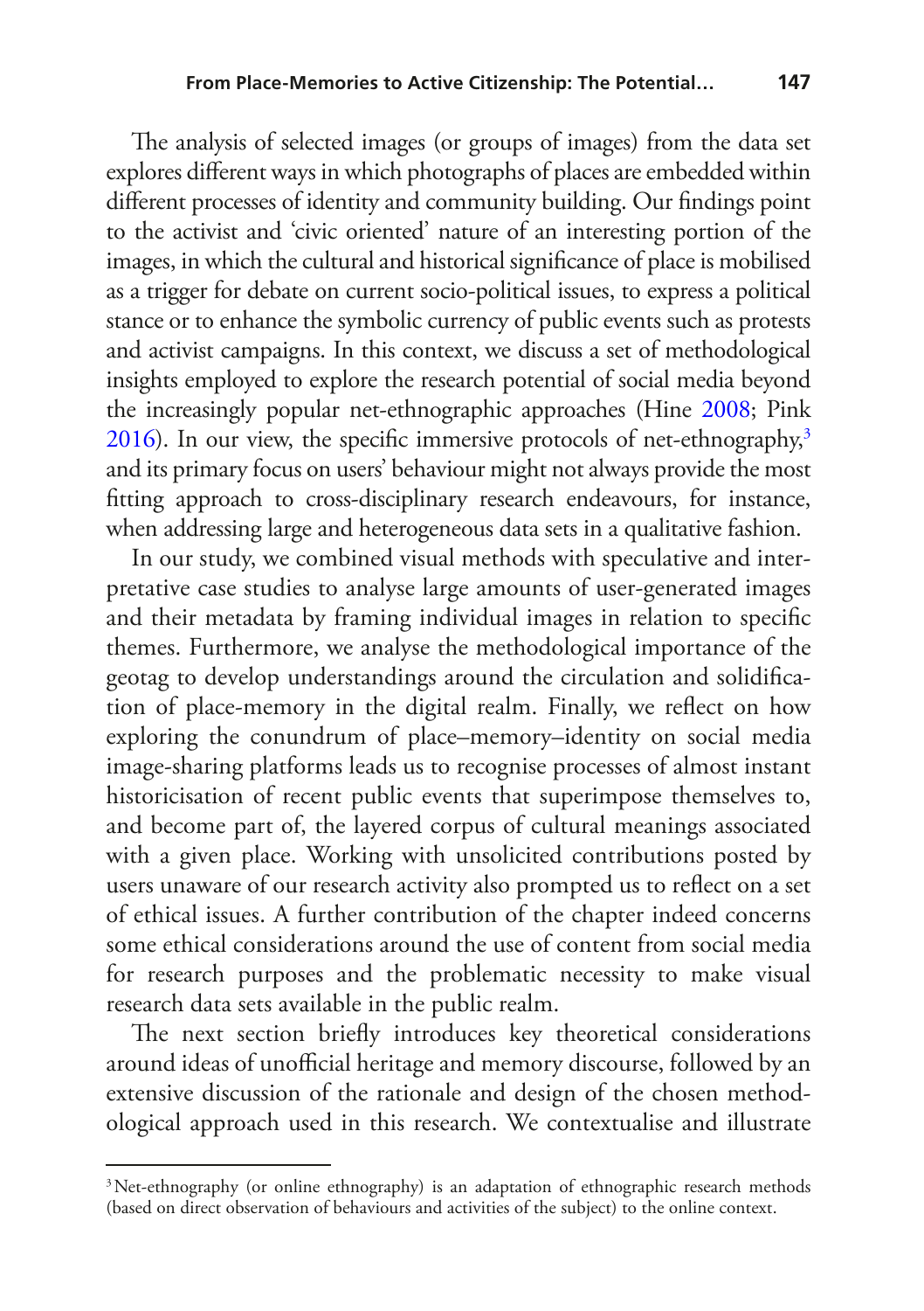The analysis of selected images (or groups of images) from the data set explores different ways in which photographs of places are embedded within different processes of identity and community building. Our findings point to the activist and 'civic oriented' nature of an interesting portion of the images, in which the cultural and historical significance of place is mobilised as a trigger for debate on current socio-political issues, to express a political stance or to enhance the symbolic currency of public events such as protests and activist campaigns. In this context, we discuss a set of methodological insights employed to explore the research potential of social media beyond the increasingly popular net-ethnographic approaches (Hine 2008; Pink 2016). In our view, the specific immersive protocols of net-ethnography,[3] and its primary focus on users' behaviour might not always provide the most fitting approach to cross-disciplinary research endeavours, for instance, when addressing large and heterogeneous data sets in a qualitative fashion.

In our study, we combined visual methods with speculative and interpretative case studies to analyse large amounts of user-generated images and their metadata by framing individual images in relation to specific themes. Furthermore, we analyse the methodological importance of the geotag to develop understandings around the circulation and solidification of place-memory in the digital realm. Finally, we reflect on how exploring the conundrum of place–memory–identity on social media image-sharing platforms leads us to recognise processes of almost instant historicisation of recent public events that superimpose themselves to, and become part of, the layered corpus of cultural meanings associated with a given place. Working with unsolicited contributions posted by users unaware of our research activity also prompted us to reflect on a set of ethical issues. A further contribution of the chapter indeed concerns some ethical considerations around the use of content from social media for research purposes and the problematic necessity to make visual research data sets available in the public realm.

The next section briefly introduces key theoretical considerations around ideas of unofficial heritage and memory discourse, followed by an extensive discussion of the rationale and design of the chosen methodological approach used in this research. We contextualise and illustrate

[3] Net-ethnography (or online ethnography) is an adaptation of ethnographic research methods (based on direct observation of behaviours and activities of the subject) to the online context.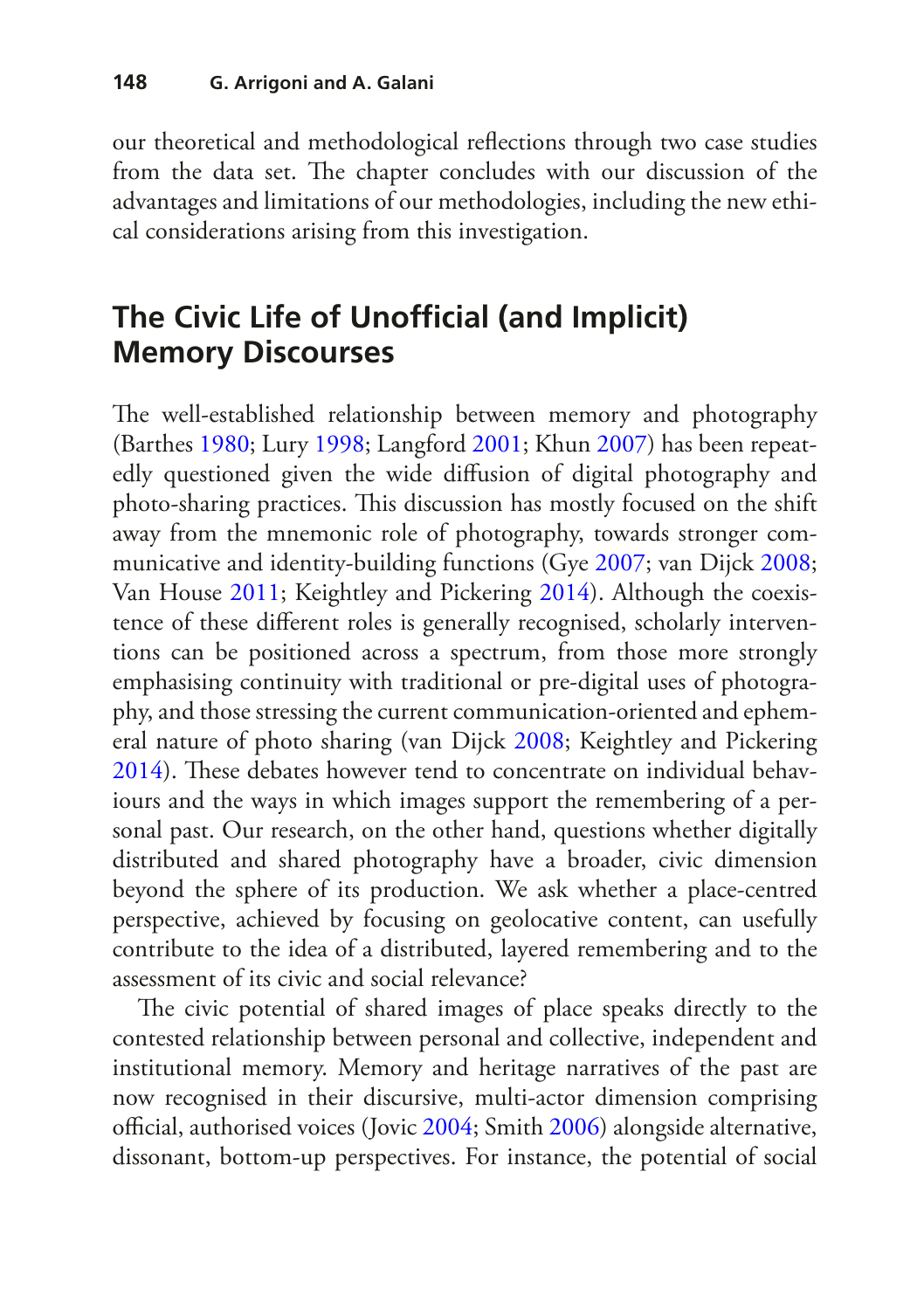our theoretical and methodological reflections through two case studies from the data set. The chapter concludes with our discussion of the advantages and limitations of our methodologies, including the new ethical considerations arising from this investigation.

## The Civic Life of Unofficial (and Implicit) Memory Discourses

The well-established relationship between memory and photography (Barthes 1980; Lury 1998; Langford 2001; Khun 2007) has been repeatedly questioned given the wide diffusion of digital photography and photo-sharing practices. This discussion has mostly focused on the shift away from the mnemonic role of photography, towards stronger communicative and identity-building functions (Gye 2007; van Dijck 2008; Van House 2011; Keightley and Pickering 2014). Although the coexistence of these different roles is generally recognised, scholarly interventions can be positioned across a spectrum, from those more strongly emphasising continuity with traditional or pre-digital uses of photography, and those stressing the current communication-oriented and ephemeral nature of photo sharing (van Dijck 2008; Keightley and Pickering 2014). These debates however tend to concentrate on individual behaviours and the ways in which images support the remembering of a personal past. Our research, on the other hand, questions whether digitally distributed and shared photography have a broader, civic dimension beyond the sphere of its production. We ask whether a place-centred perspective, achieved by focusing on geolocative content, can usefully contribute to the idea of a distributed, layered remembering and to the assessment of its civic and social relevance?

The civic potential of shared images of place speaks directly to the contested relationship between personal and collective, independent and institutional memory. Memory and heritage narratives of the past are now recognised in their discursive, multi-actor dimension comprising official, authorised voices (Jovic 2004; Smith 2006) alongside alternative, dissonant, bottom-up perspectives. For instance, the potential of social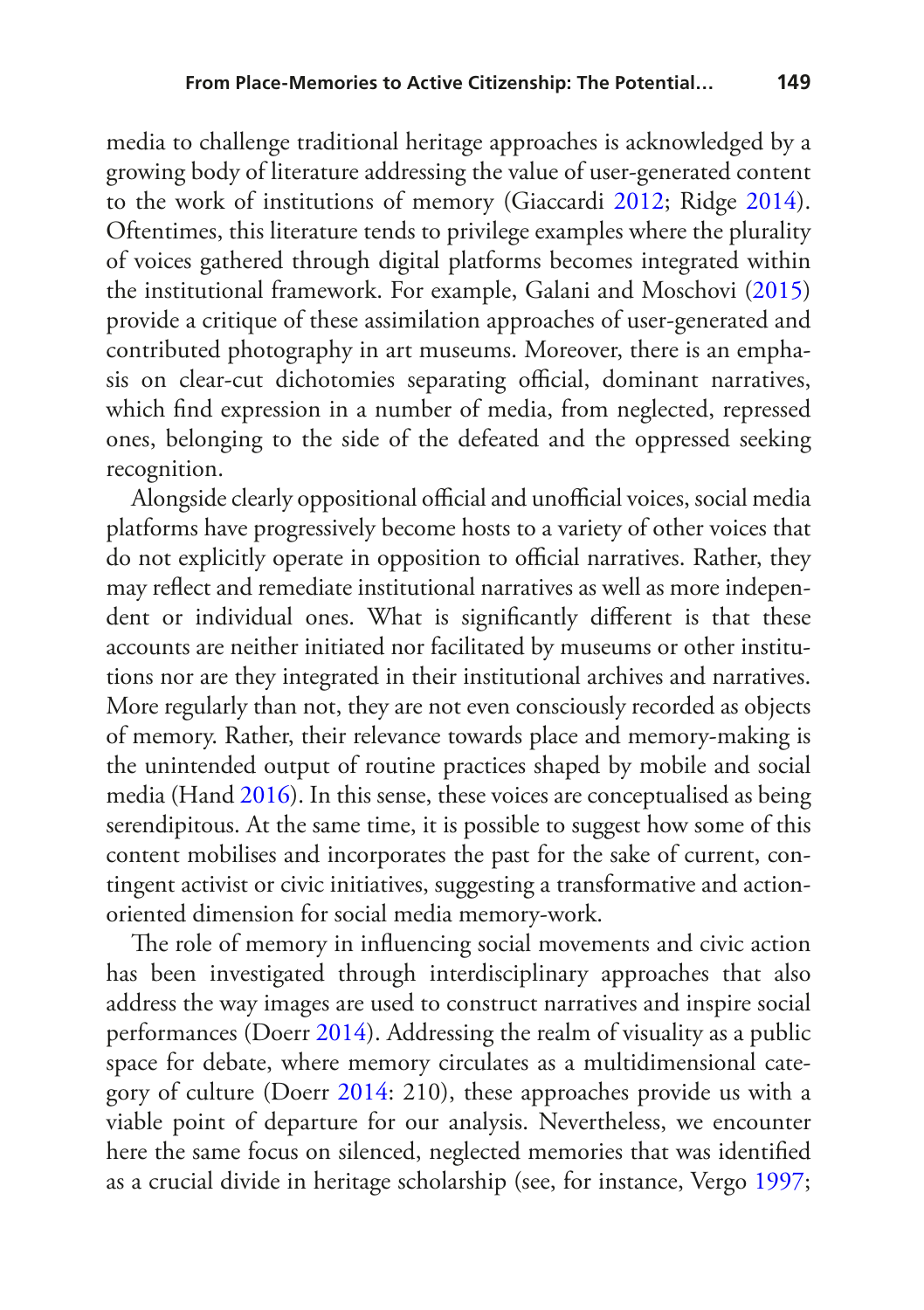media to challenge traditional heritage approaches is acknowledged by a growing body of literature addressing the value of user-generated content to the work of institutions of memory (Giaccardi 2012; Ridge 2014). Oftentimes, this literature tends to privilege examples where the plurality of voices gathered through digital platforms becomes integrated within the institutional framework. For example, Galani and Moschovi (2015) provide a critique of these assimilation approaches of user-generated and contributed photography in art museums. Moreover, there is an emphasis on clear-cut dichotomies separating official, dominant narratives, which find expression in a number of media, from neglected, repressed ones, belonging to the side of the defeated and the oppressed seeking recognition.

Alongside clearly oppositional official and unofficial voices, social media platforms have progressively become hosts to a variety of other voices that do not explicitly operate in opposition to official narratives. Rather, they may reflect and remediate institutional narratives as well as more independent or individual ones. What is significantly different is that these accounts are neither initiated nor facilitated by museums or other institutions nor are they integrated in their institutional archives and narratives. More regularly than not, they are not even consciously recorded as objects of memory. Rather, their relevance towards place and memory-making is the unintended output of routine practices shaped by mobile and social media (Hand 2016). In this sense, these voices are conceptualised as being serendipitous. At the same time, it is possible to suggest how some of this content mobilises and incorporates the past for the sake of current, contingent activist or civic initiatives, suggesting a transformative and action-oriented dimension for social media memory-work.

The role of memory in influencing social movements and civic action has been investigated through interdisciplinary approaches that also address the way images are used to construct narratives and inspire social performances (Doerr 2014). Addressing the realm of visuality as a public space for debate, where memory circulates as a multidimensional category of culture (Doerr 2014: 210), these approaches provide us with a viable point of departure for our analysis. Nevertheless, we encounter here the same focus on silenced, neglected memories that was identified as a crucial divide in heritage scholarship (see, for instance, Vergo 1997;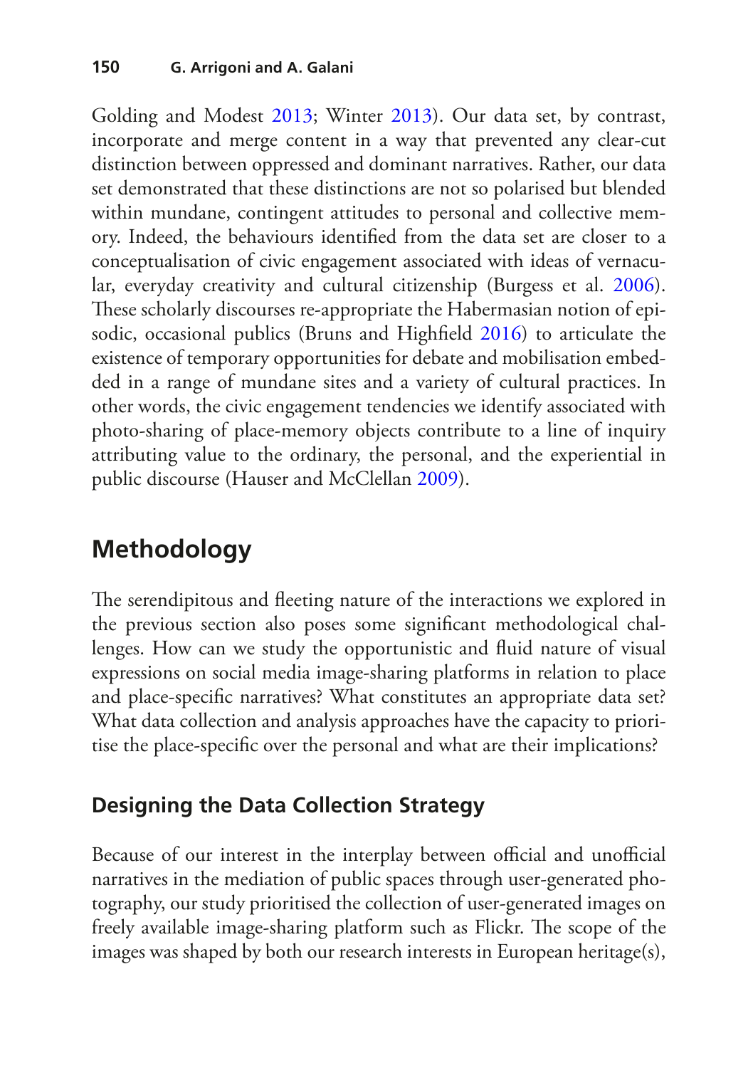Golding and Modest 2013; Winter 2013). Our data set, by contrast, incorporate and merge content in a way that prevented any clear-cut distinction between oppressed and dominant narratives. Rather, our data set demonstrated that these distinctions are not so polarised but blended within mundane, contingent attitudes to personal and collective memory. Indeed, the behaviours identified from the data set are closer to a conceptualisation of civic engagement associated with ideas of vernacular, everyday creativity and cultural citizenship (Burgess et al. 2006). These scholarly discourses re-appropriate the Habermasian notion of episodic, occasional publics (Bruns and Highfield 2016) to articulate the existence of temporary opportunities for debate and mobilisation embedded in a range of mundane sites and a variety of cultural practices. In other words, the civic engagement tendencies we identify associated with photo-sharing of place-memory objects contribute to a line of inquiry attributing value to the ordinary, the personal, and the experiential in public discourse (Hauser and McClellan 2009).

## Methodology

The serendipitous and fleeting nature of the interactions we explored in the previous section also poses some significant methodological challenges. How can we study the opportunistic and fluid nature of visual expressions on social media image-sharing platforms in relation to place and place-specific narratives? What constitutes an appropriate data set? What data collection and analysis approaches have the capacity to prioritise the place-specific over the personal and what are their implications?

### Designing the Data Collection Strategy

Because of our interest in the interplay between official and unofficial narratives in the mediation of public spaces through user-generated photography, our study prioritised the collection of user-generated images on freely available image-sharing platform such as Flickr. The scope of the images was shaped by both our research interests in European heritage(s),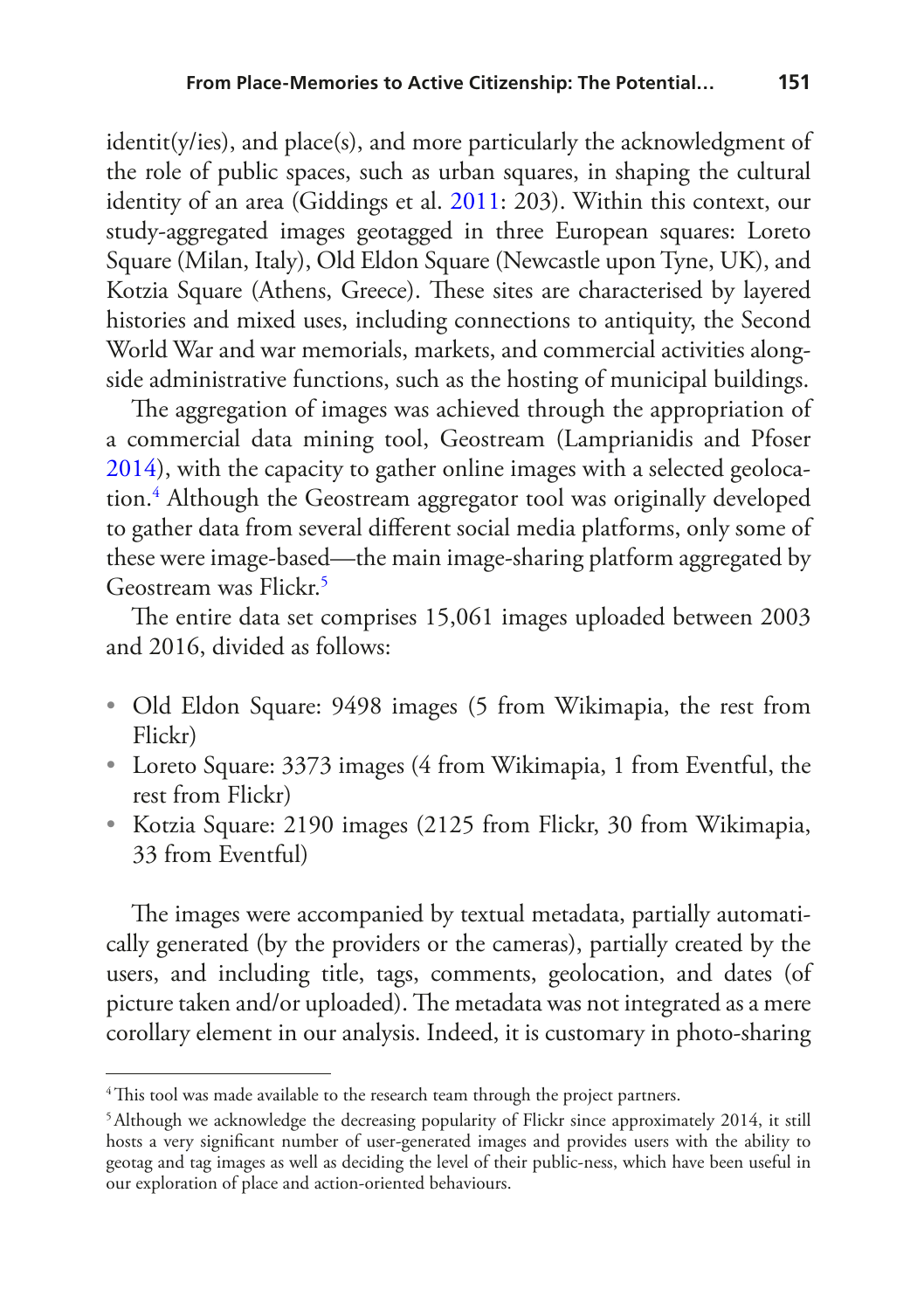identit(y/ies), and place(s), and more particularly the acknowledgment of the role of public spaces, such as urban squares, in shaping the cultural identity of an area (Giddings et al. 2011: 203). Within this context, our study-aggregated images geotagged in three European squares: Loreto Square (Milan, Italy), Old Eldon Square (Newcastle upon Tyne, UK), and Kotzia Square (Athens, Greece). These sites are characterised by layered histories and mixed uses, including connections to antiquity, the Second World War and war memorials, markets, and commercial activities alongside administrative functions, such as the hosting of municipal buildings.

The aggregation of images was achieved through the appropriation of a commercial data mining tool, Geostream (Lamprianidis and Pfoser 2014), with the capacity to gather online images with a selected geolocation.[4] Although the Geostream aggregator tool was originally developed to gather data from several different social media platforms, only some of these were image-based—the main image-sharing platform aggregated by Geostream was Flickr.[5]

The entire data set comprises 15,061 images uploaded between 2003 and 2016, divided as follows:

- Old Eldon Square: 9498 images (5 from Wikimapia, the rest from Flickr)
- Loreto Square: 3373 images (4 from Wikimapia, 1 from Eventful, the rest from Flickr)
- Kotzia Square: 2190 images (2125 from Flickr, 30 from Wikimapia, 33 from Eventful)

The images were accompanied by textual metadata, partially automatically generated (by the providers or the cameras), partially created by the users, and including title, tags, comments, geolocation, and dates (of picture taken and/or uploaded). The metadata was not integrated as a mere corollary element in our analysis. Indeed, it is customary in photo-sharing

[4] This tool was made available to the research team through the project partners.

[5] Although we acknowledge the decreasing popularity of Flickr since approximately 2014, it still hosts a very significant number of user-generated images and provides users with the ability to geotag and tag images as well as deciding the level of their public-ness, which have been useful in our exploration of place and action-oriented behaviours.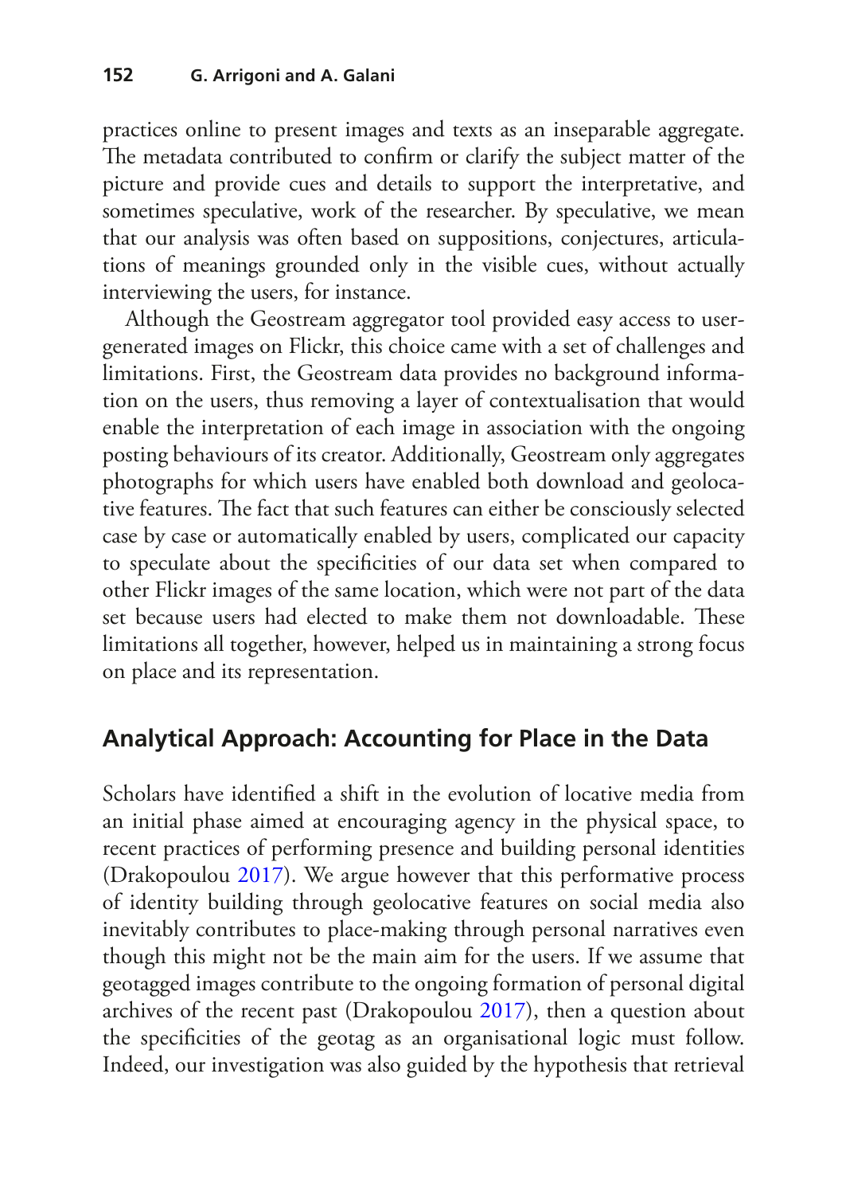practices online to present images and texts as an inseparable aggregate. The metadata contributed to confirm or clarify the subject matter of the picture and provide cues and details to support the interpretative, and sometimes speculative, work of the researcher. By speculative, we mean that our analysis was often based on suppositions, conjectures, articulations of meanings grounded only in the visible cues, without actually interviewing the users, for instance.

Although the Geostream aggregator tool provided easy access to user-generated images on Flickr, this choice came with a set of challenges and limitations. First, the Geostream data provides no background information on the users, thus removing a layer of contextualisation that would enable the interpretation of each image in association with the ongoing posting behaviours of its creator. Additionally, Geostream only aggregates photographs for which users have enabled both download and geolocative features. The fact that such features can either be consciously selected case by case or automatically enabled by users, complicated our capacity to speculate about the specificities of our data set when compared to other Flickr images of the same location, which were not part of the data set because users had elected to make them not downloadable. These limitations all together, however, helped us in maintaining a strong focus on place and its representation.

## Analytical Approach: Accounting for Place in the Data

Scholars have identified a shift in the evolution of locative media from an initial phase aimed at encouraging agency in the physical space, to recent practices of performing presence and building personal identities (Drakopoulou 2017). We argue however that this performative process of identity building through geolocative features on social media also inevitably contributes to place-making through personal narratives even though this might not be the main aim for the users. If we assume that geotagged images contribute to the ongoing formation of personal digital archives of the recent past (Drakopoulou 2017), then a question about the specificities of the geotag as an organisational logic must follow. Indeed, our investigation was also guided by the hypothesis that retrieval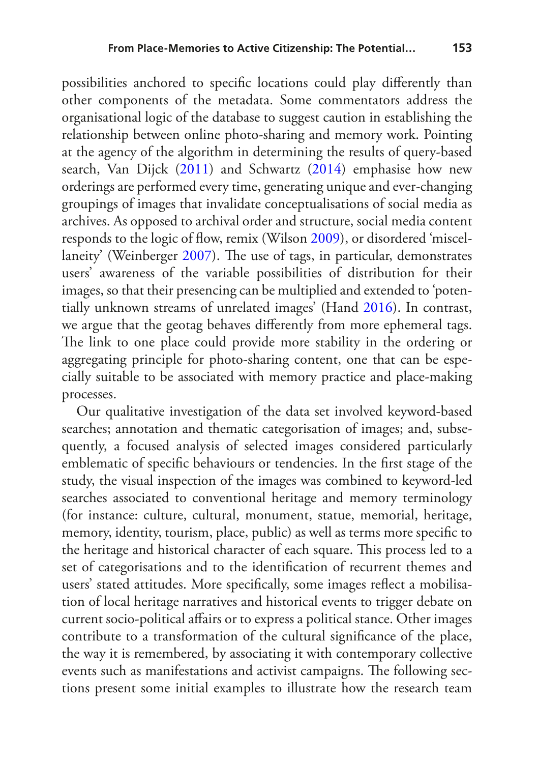possibilities anchored to specific locations could play differently than other components of the metadata. Some commentators address the organisational logic of the database to suggest caution in establishing the relationship between online photo-sharing and memory work. Pointing at the agency of the algorithm in determining the results of query-based search, Van Dijck (2011) and Schwartz (2014) emphasise how new orderings are performed every time, generating unique and ever-changing groupings of images that invalidate conceptualisations of social media as archives. As opposed to archival order and structure, social media content responds to the logic of flow, remix (Wilson 2009), or disordered 'miscellaneity' (Weinberger 2007). The use of tags, in particular, demonstrates users' awareness of the variable possibilities of distribution for their images, so that their presencing can be multiplied and extended to 'potentially unknown streams of unrelated images' (Hand 2016). In contrast, we argue that the geotag behaves differently from more ephemeral tags. The link to one place could provide more stability in the ordering or aggregating principle for photo-sharing content, one that can be especially suitable to be associated with memory practice and place-making processes.

Our qualitative investigation of the data set involved keyword-based searches; annotation and thematic categorisation of images; and, subsequently, a focused analysis of selected images considered particularly emblematic of specific behaviours or tendencies. In the first stage of the study, the visual inspection of the images was combined to keyword-led searches associated to conventional heritage and memory terminology (for instance: culture, cultural, monument, statue, memorial, heritage, memory, identity, tourism, place, public) as well as terms more specific to the heritage and historical character of each square. This process led to a set of categorisations and to the identification of recurrent themes and users' stated attitudes. More specifically, some images reflect a mobilisation of local heritage narratives and historical events to trigger debate on current socio-political affairs or to express a political stance. Other images contribute to a transformation of the cultural significance of the place, the way it is remembered, by associating it with contemporary collective events such as manifestations and activist campaigns. The following sections present some initial examples to illustrate how the research team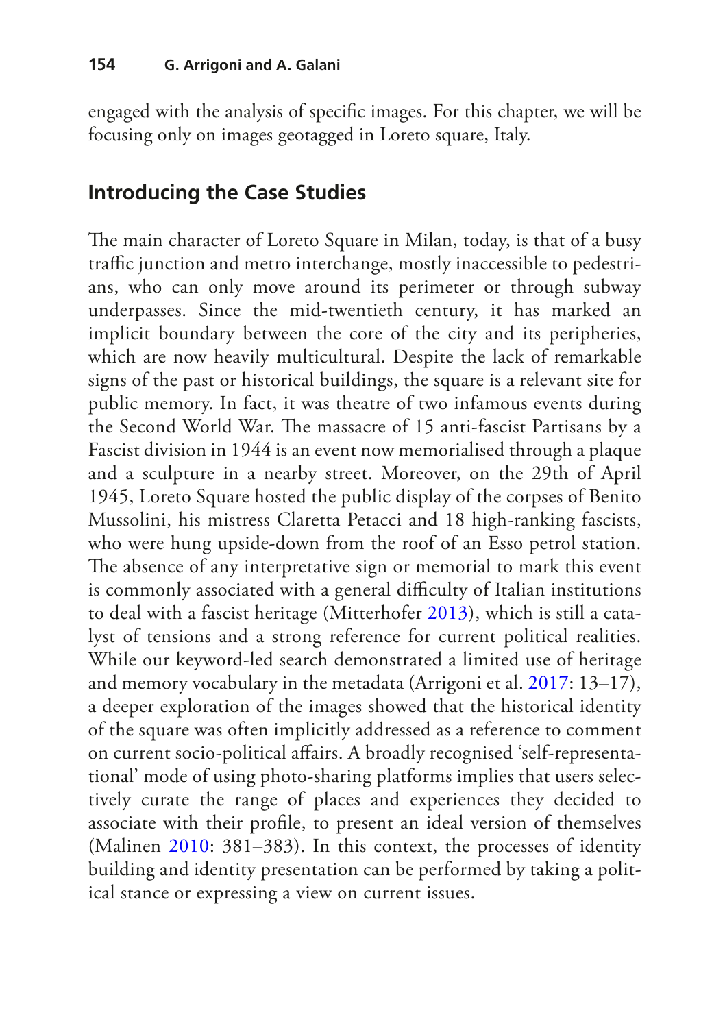engaged with the analysis of specific images. For this chapter, we will be focusing only on images geotagged in Loreto square, Italy.

## Introducing the Case Studies

The main character of Loreto Square in Milan, today, is that of a busy traffic junction and metro interchange, mostly inaccessible to pedestrians, who can only move around its perimeter or through subway underpasses. Since the mid-twentieth century, it has marked an implicit boundary between the core of the city and its peripheries, which are now heavily multicultural. Despite the lack of remarkable signs of the past or historical buildings, the square is a relevant site for public memory. In fact, it was theatre of two infamous events during the Second World War. The massacre of 15 anti-fascist Partisans by a Fascist division in 1944 is an event now memorialised through a plaque and a sculpture in a nearby street. Moreover, on the 29th of April 1945, Loreto Square hosted the public display of the corpses of Benito Mussolini, his mistress Claretta Petacci and 18 high-ranking fascists, who were hung upside-down from the roof of an Esso petrol station. The absence of any interpretative sign or memorial to mark this event is commonly associated with a general difficulty of Italian institutions to deal with a fascist heritage (Mitterhofer 2013), which is still a catalyst of tensions and a strong reference for current political realities. While our keyword-led search demonstrated a limited use of heritage and memory vocabulary in the metadata (Arrigoni et al. 2017: 13–17), a deeper exploration of the images showed that the historical identity of the square was often implicitly addressed as a reference to comment on current socio-political affairs. A broadly recognised 'self-representational' mode of using photo-sharing platforms implies that users selectively curate the range of places and experiences they decided to associate with their profile, to present an ideal version of themselves (Malinen 2010: 381–383). In this context, the processes of identity building and identity presentation can be performed by taking a political stance or expressing a view on current issues.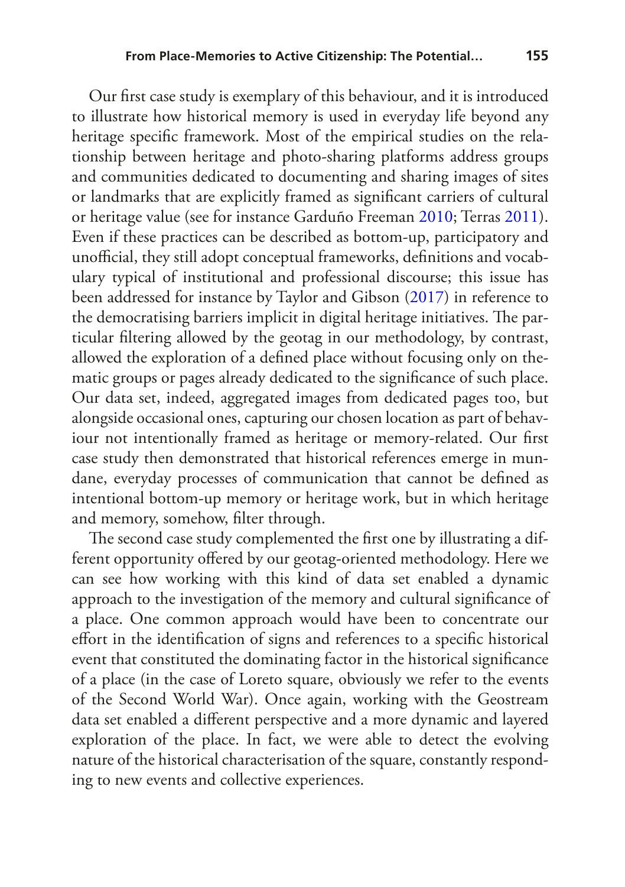Our first case study is exemplary of this behaviour, and it is introduced to illustrate how historical memory is used in everyday life beyond any heritage specific framework. Most of the empirical studies on the relationship between heritage and photo-sharing platforms address groups and communities dedicated to documenting and sharing images of sites or landmarks that are explicitly framed as significant carriers of cultural or heritage value (see for instance Garduño Freeman 2010; Terras 2011). Even if these practices can be described as bottom-up, participatory and unofficial, they still adopt conceptual frameworks, definitions and vocabulary typical of institutional and professional discourse; this issue has been addressed for instance by Taylor and Gibson (2017) in reference to the democratising barriers implicit in digital heritage initiatives. The particular filtering allowed by the geotag in our methodology, by contrast, allowed the exploration of a defined place without focusing only on thematic groups or pages already dedicated to the significance of such place. Our data set, indeed, aggregated images from dedicated pages too, but alongside occasional ones, capturing our chosen location as part of behaviour not intentionally framed as heritage or memory-related. Our first case study then demonstrated that historical references emerge in mundane, everyday processes of communication that cannot be defined as intentional bottom-up memory or heritage work, but in which heritage and memory, somehow, filter through.

The second case study complemented the first one by illustrating a different opportunity offered by our geotag-oriented methodology. Here we can see how working with this kind of data set enabled a dynamic approach to the investigation of the memory and cultural significance of a place. One common approach would have been to concentrate our effort in the identification of signs and references to a specific historical event that constituted the dominating factor in the historical significance of a place (in the case of Loreto square, obviously we refer to the events of the Second World War). Once again, working with the Geostream data set enabled a different perspective and a more dynamic and layered exploration of the place. In fact, we were able to detect the evolving nature of the historical characterisation of the square, constantly responding to new events and collective experiences.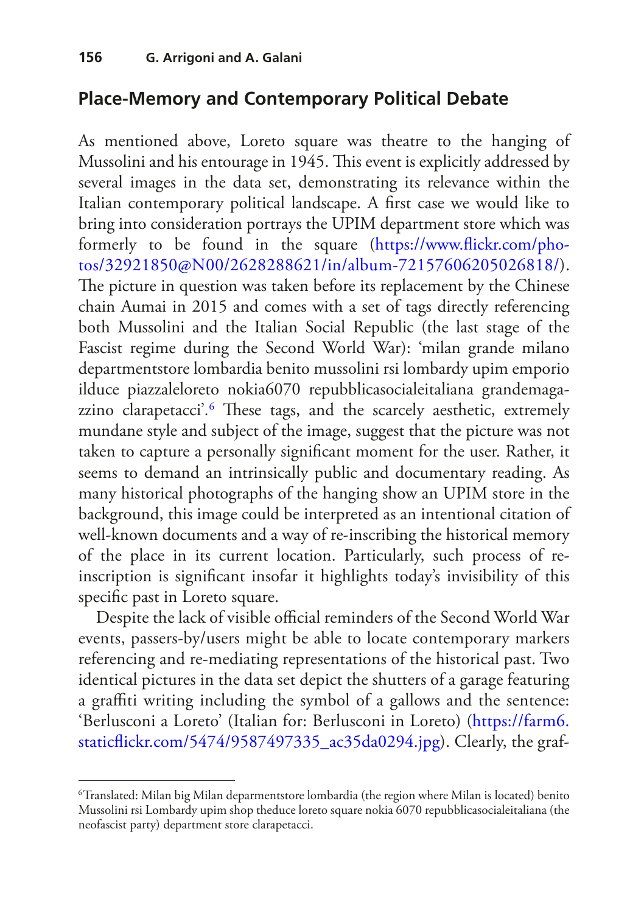## Place-Memory and Contemporary Political Debate

As mentioned above, Loreto square was theatre to the hanging of Mussolini and his entourage in 1945. This event is explicitly addressed by several images in the data set, demonstrating its relevance within the Italian contemporary political landscape. A first case we would like to bring into consideration portrays the UPIM department store which was formerly to be found in the square (https://www.flickr.com/photos/32921850@N00/2628288621/in/album-72157606205026818/). The picture in question was taken before its replacement by the Chinese chain Aumai in 2015 and comes with a set of tags directly referencing both Mussolini and the Italian Social Republic (the last stage of the Fascist regime during the Second World War): 'milan grande milano departmentstore lombardia benito mussolini rsi lombardy upim emporio ilduce piazzaleloreto nokia6070 repubblicasocialeitaliana grandemagazzino clarapetacci'.[6] These tags, and the scarcely aesthetic, extremely mundane style and subject of the image, suggest that the picture was not taken to capture a personally significant moment for the user. Rather, it seems to demand an intrinsically public and documentary reading. As many historical photographs of the hanging show an UPIM store in the background, this image could be interpreted as an intentional citation of well-known documents and a way of re-inscribing the historical memory of the place in its current location. Particularly, such process of re-inscription is significant insofar it highlights today's invisibility of this specific past in Loreto square.

Despite the lack of visible official reminders of the Second World War events, passers-by/users might be able to locate contemporary markers referencing and re-mediating representations of the historical past. Two identical pictures in the data set depict the shutters of a garage featuring a graffiti writing including the symbol of a gallows and the sentence: 'Berlusconi a Loreto' (Italian for: Berlusconi in Loreto) (https://farm6.staticflickr.com/5474/9587497335_ac35da0294.jpg). Clearly, the graf-

[6] Translated: Milan big Milan deparmentstore lombardia (the region where Milan is located) benito Mussolini rsi Lombardy upim shop theduce loreto square nokia 6070 repubblicasocialeitaliana (the neofascist party) department store clarapetacci.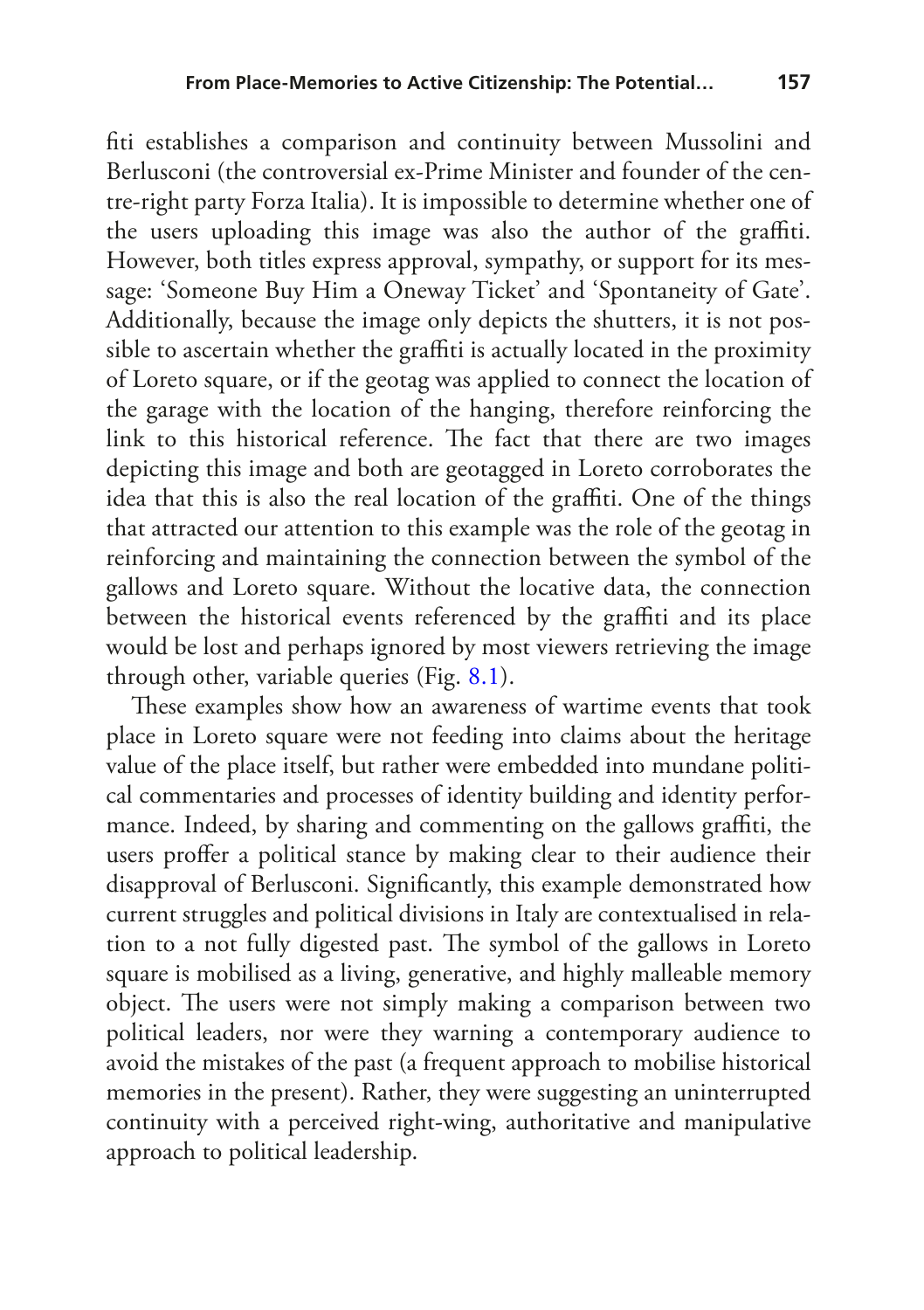fiti establishes a comparison and continuity between Mussolini and Berlusconi (the controversial ex-Prime Minister and founder of the centre-right party Forza Italia). It is impossible to determine whether one of the users uploading this image was also the author of the graffiti. However, both titles express approval, sympathy, or support for its message: 'Someone Buy Him a Oneway Ticket' and 'Spontaneity of Gate'. Additionally, because the image only depicts the shutters, it is not possible to ascertain whether the graffiti is actually located in the proximity of Loreto square, or if the geotag was applied to connect the location of the garage with the location of the hanging, therefore reinforcing the link to this historical reference. The fact that there are two images depicting this image and both are geotagged in Loreto corroborates the idea that this is also the real location of the graffiti. One of the things that attracted our attention to this example was the role of the geotag in reinforcing and maintaining the connection between the symbol of the gallows and Loreto square. Without the locative data, the connection between the historical events referenced by the graffiti and its place would be lost and perhaps ignored by most viewers retrieving the image through other, variable queries (Fig. 8.1).

These examples show how an awareness of wartime events that took place in Loreto square were not feeding into claims about the heritage value of the place itself, but rather were embedded into mundane political commentaries and processes of identity building and identity performance. Indeed, by sharing and commenting on the gallows graffiti, the users proffer a political stance by making clear to their audience their disapproval of Berlusconi. Significantly, this example demonstrated how current struggles and political divisions in Italy are contextualised in relation to a not fully digested past. The symbol of the gallows in Loreto square is mobilised as a living, generative, and highly malleable memory object. The users were not simply making a comparison between two political leaders, nor were they warning a contemporary audience to avoid the mistakes of the past (a frequent approach to mobilise historical memories in the present). Rather, they were suggesting an uninterrupted continuity with a perceived right-wing, authoritative and manipulative approach to political leadership.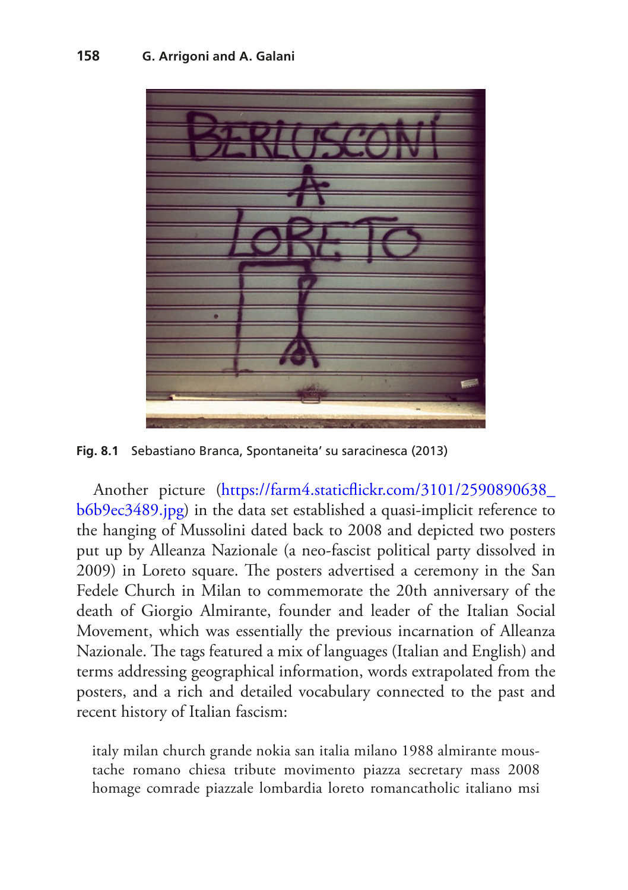Fig. 8.1 Sebastiano Branca, Spontaneita’ su saracinesca (2013)

Another picture (https://farm4.staticflickr.com/3101/2590890638_b6b9ec3489.jpg) in the data set established a quasi-implicit reference to the hanging of Mussolini dated back to 2008 and depicted two posters put up by Alleanza Nazionale (a neo-fascist political party dissolved in 2009) in Loreto square. The posters advertised a ceremony in the San Fedele Church in Milan to commemorate the 20th anniversary of the death of Giorgio Almirante, founder and leader of the Italian Social Movement, which was essentially the previous incarnation of Alleanza Nazionale. The tags featured a mix of languages (Italian and English) and terms addressing geographical information, words extrapolated from the posters, and a rich and detailed vocabulary connected to the past and recent history of Italian fascism:

> italy milan church grande nokia san italia milano 1988 almirante moustache romano chiesa tribute movimento piazza secretary mass 2008 homage comrade piazzale lombardia loreto romancatholic italiano msi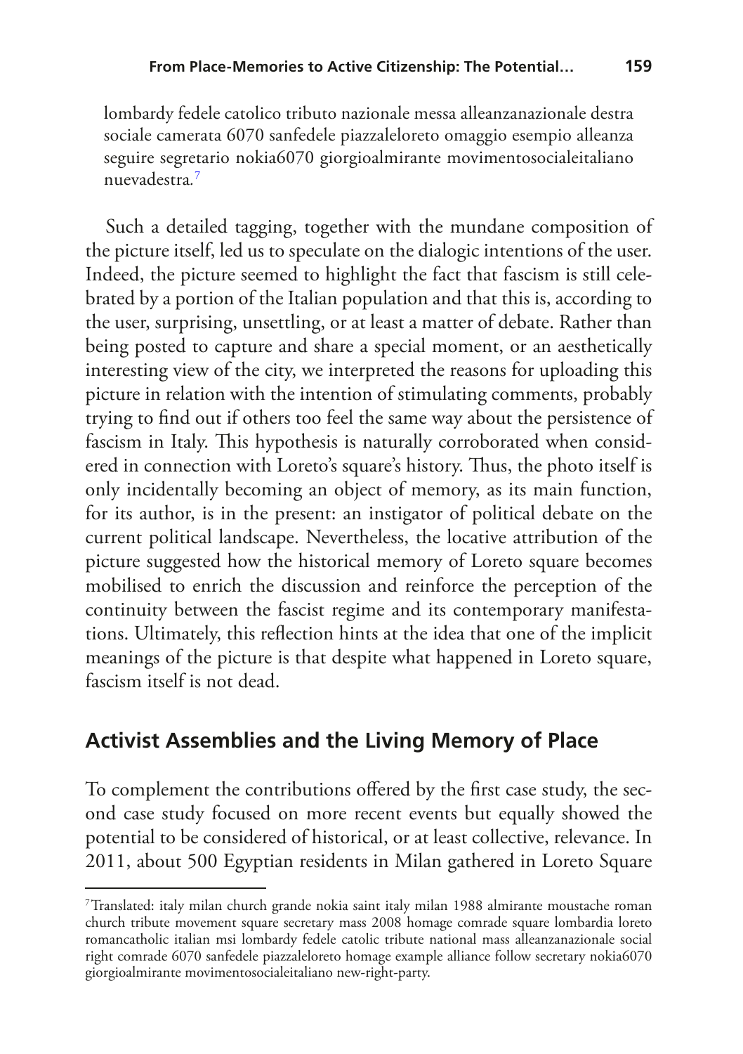lombardy fedele catolico tributo nazionale messa alleanzanazionale destra sociale camerata 6070 sanfedele piazzaleloreto omaggio esempio alleanza seguire segretario nokia6070 giorgioalmirante movimentosocialeitaliano nuevadestra.[7]

Such a detailed tagging, together with the mundane composition of the picture itself, led us to speculate on the dialogic intentions of the user. Indeed, the picture seemed to highlight the fact that fascism is still celebrated by a portion of the Italian population and that this is, according to the user, surprising, unsettling, or at least a matter of debate. Rather than being posted to capture and share a special moment, or an aesthetically interesting view of the city, we interpreted the reasons for uploading this picture in relation with the intention of stimulating comments, probably trying to find out if others too feel the same way about the persistence of fascism in Italy. This hypothesis is naturally corroborated when considered in connection with Loreto's square's history. Thus, the photo itself is only incidentally becoming an object of memory, as its main function, for its author, is in the present: an instigator of political debate on the current political landscape. Nevertheless, the locative attribution of the picture suggested how the historical memory of Loreto square becomes mobilised to enrich the discussion and reinforce the perception of the continuity between the fascist regime and its contemporary manifestations. Ultimately, this reflection hints at the idea that one of the implicit meanings of the picture is that despite what happened in Loreto square, fascism itself is not dead.

## Activist Assemblies and the Living Memory of Place

To complement the contributions offered by the first case study, the second case study focused on more recent events but equally showed the potential to be considered of historical, or at least collective, relevance. In 2011, about 500 Egyptian residents in Milan gathered in Loreto Square

[7]Translated: italy milan church grande nokia saint italy milan 1988 almirante moustache roman church tribute movement square secretary mass 2008 homage comrade square lombardia loreto romancatholic italian msi lombardy fedele catolic tribute national mass alleanzanazionale social right comrade 6070 sanfedele piazzaleloreto homage example alliance follow secretary nokia6070 giorgioalmirante movimentosocialeitaliano new-right-party.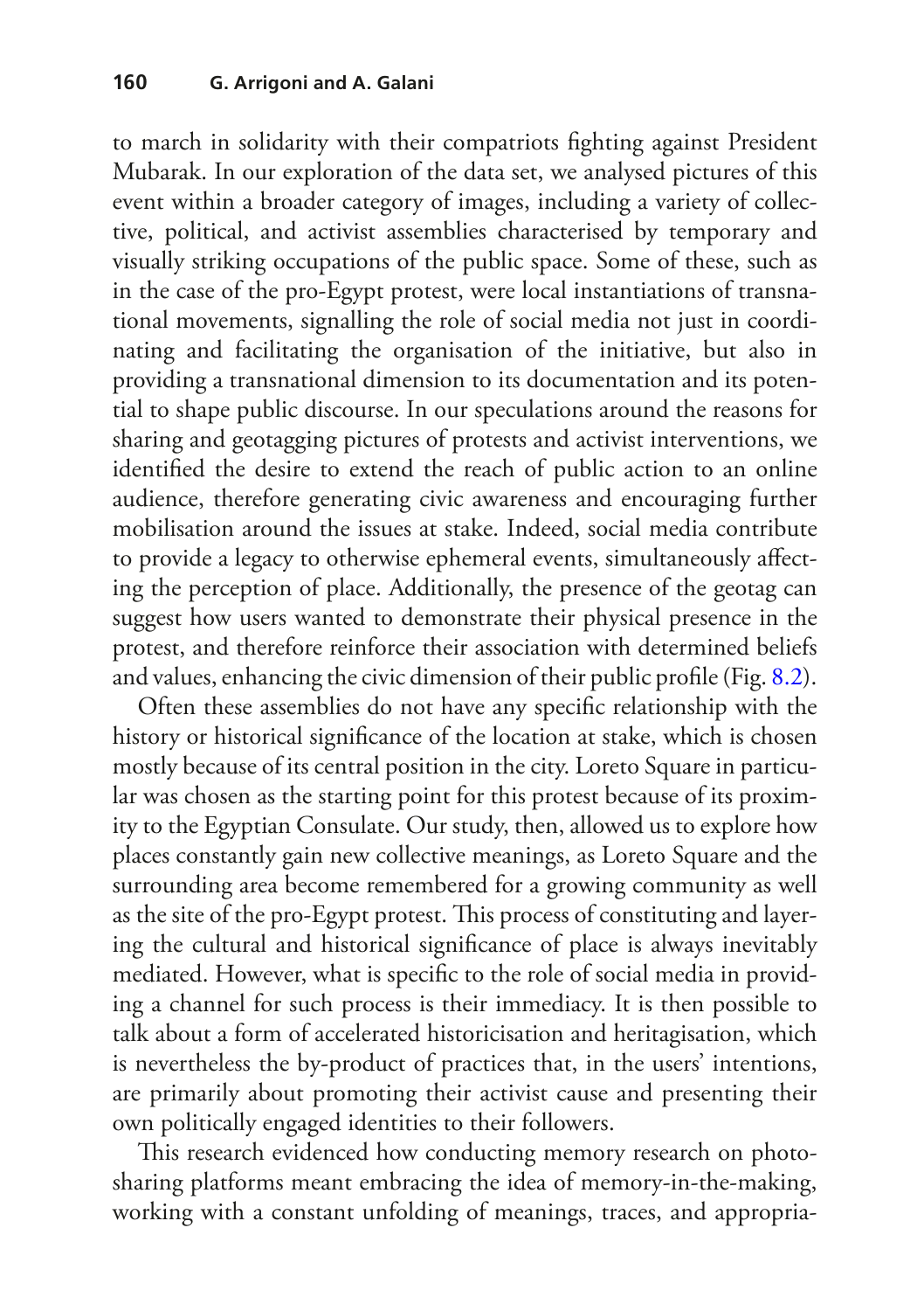to march in solidarity with their compatriots fighting against President Mubarak. In our exploration of the data set, we analysed pictures of this event within a broader category of images, including a variety of collective, political, and activist assemblies characterised by temporary and visually striking occupations of the public space. Some of these, such as in the case of the pro-Egypt protest, were local instantiations of transnational movements, signalling the role of social media not just in coordinating and facilitating the organisation of the initiative, but also in providing a transnational dimension to its documentation and its potential to shape public discourse. In our speculations around the reasons for sharing and geotagging pictures of protests and activist interventions, we identified the desire to extend the reach of public action to an online audience, therefore generating civic awareness and encouraging further mobilisation around the issues at stake. Indeed, social media contribute to provide a legacy to otherwise ephemeral events, simultaneously affecting the perception of place. Additionally, the presence of the geotag can suggest how users wanted to demonstrate their physical presence in the protest, and therefore reinforce their association with determined beliefs and values, enhancing the civic dimension of their public profile (Fig. 8.2).

Often these assemblies do not have any specific relationship with the history or historical significance of the location at stake, which is chosen mostly because of its central position in the city. Loreto Square in particular was chosen as the starting point for this protest because of its proximity to the Egyptian Consulate. Our study, then, allowed us to explore how places constantly gain new collective meanings, as Loreto Square and the surrounding area become remembered for a growing community as well as the site of the pro-Egypt protest. This process of constituting and layering the cultural and historical significance of place is always inevitably mediated. However, what is specific to the role of social media in providing a channel for such process is their immediacy. It is then possible to talk about a form of accelerated historicisation and heritagisation, which is nevertheless the by-product of practices that, in the users' intentions, are primarily about promoting their activist cause and presenting their own politically engaged identities to their followers.

This research evidenced how conducting memory research on photo-sharing platforms meant embracing the idea of memory-in-the-making, working with a constant unfolding of meanings, traces, and appropria-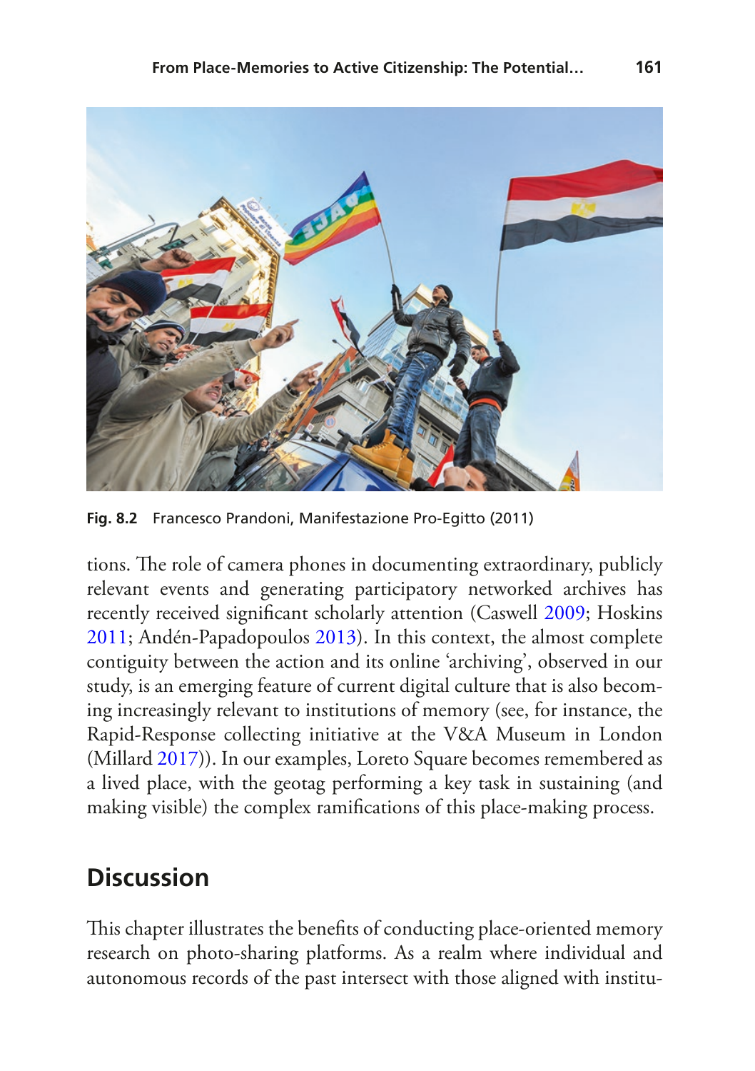Fig. 8.2 Francesco Prandoni, Manifestazione Pro-Egitto (2011)

tions. The role of camera phones in documenting extraordinary, publicly relevant events and generating participatory networked archives has recently received significant scholarly attention (Caswell 2009; Hoskins 2011; Andén-Papadopoulos 2013). In this context, the almost complete contiguity between the action and its online 'archiving', observed in our study, is an emerging feature of current digital culture that is also becoming increasingly relevant to institutions of memory (see, for instance, the Rapid-Response collecting initiative at the V&A Museum in London (Millard 2017)). In our examples, Loreto Square becomes remembered as a lived place, with the geotag performing a key task in sustaining (and making visible) the complex ramifications of this place-making process.

## Discussion

This chapter illustrates the benefits of conducting place-oriented memory research on photo-sharing platforms. As a realm where individual and autonomous records of the past intersect with those aligned with institu-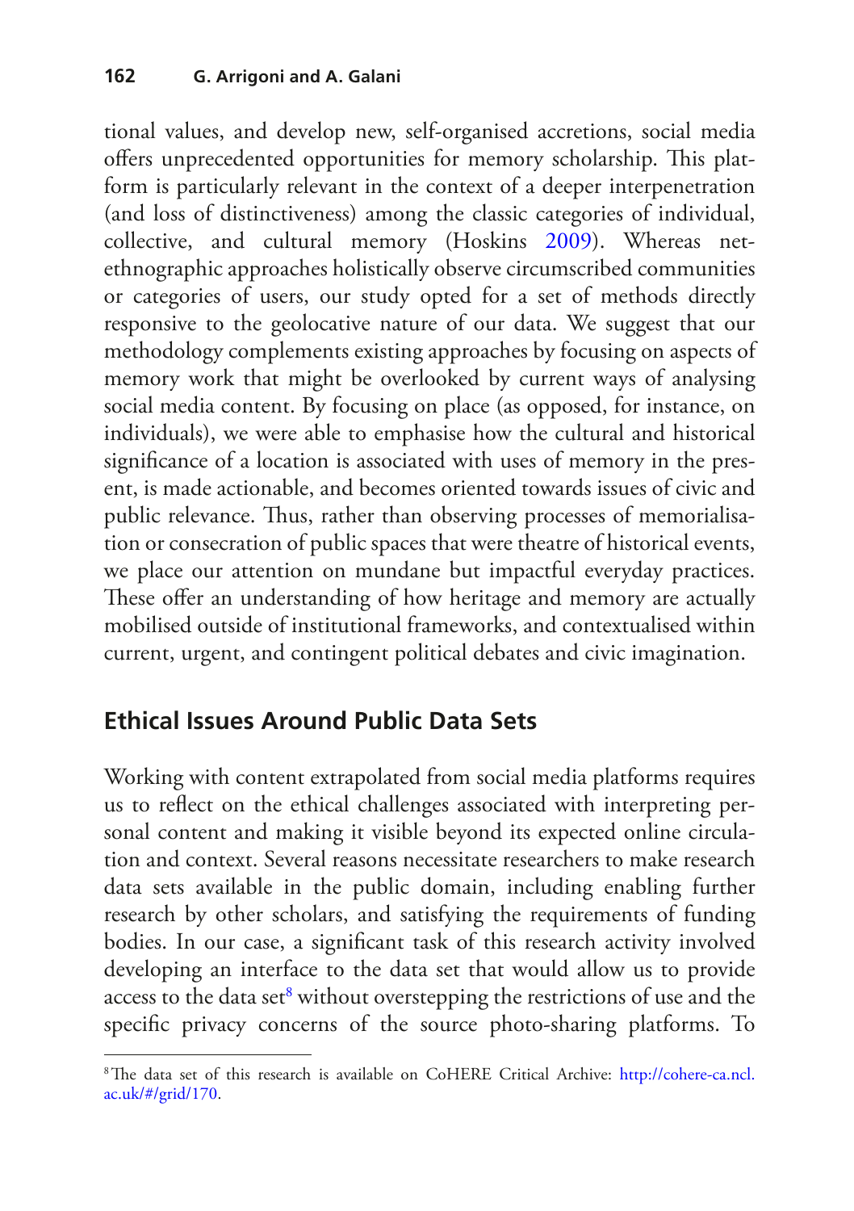tional values, and develop new, self-organised accretions, social media offers unprecedented opportunities for memory scholarship. This platform is particularly relevant in the context of a deeper interpenetration (and loss of distinctiveness) among the classic categories of individual, collective, and cultural memory (Hoskins 2009). Whereas net-ethnographic approaches holistically observe circumscribed communities or categories of users, our study opted for a set of methods directly responsive to the geolocative nature of our data. We suggest that our methodology complements existing approaches by focusing on aspects of memory work that might be overlooked by current ways of analysing social media content. By focusing on place (as opposed, for instance, on individuals), we were able to emphasise how the cultural and historical significance of a location is associated with uses of memory in the present, is made actionable, and becomes oriented towards issues of civic and public relevance. Thus, rather than observing processes of memorialisation or consecration of public spaces that were theatre of historical events, we place our attention on mundane but impactful everyday practices. These offer an understanding of how heritage and memory are actually mobilised outside of institutional frameworks, and contextualised within current, urgent, and contingent political debates and civic imagination.

## Ethical Issues Around Public Data Sets

Working with content extrapolated from social media platforms requires us to reflect on the ethical challenges associated with interpreting personal content and making it visible beyond its expected online circulation and context. Several reasons necessitate researchers to make research data sets available in the public domain, including enabling further research by other scholars, and satisfying the requirements of funding bodies. In our case, a significant task of this research activity involved developing an interface to the data set that would allow us to provide access to the data set[8] without overstepping the restrictions of use and the specific privacy concerns of the source photo-sharing platforms. To

[8] The data set of this research is available on CoHERE Critical Archive: http://cohere-ca.ncl.ac.uk/#/grid/170.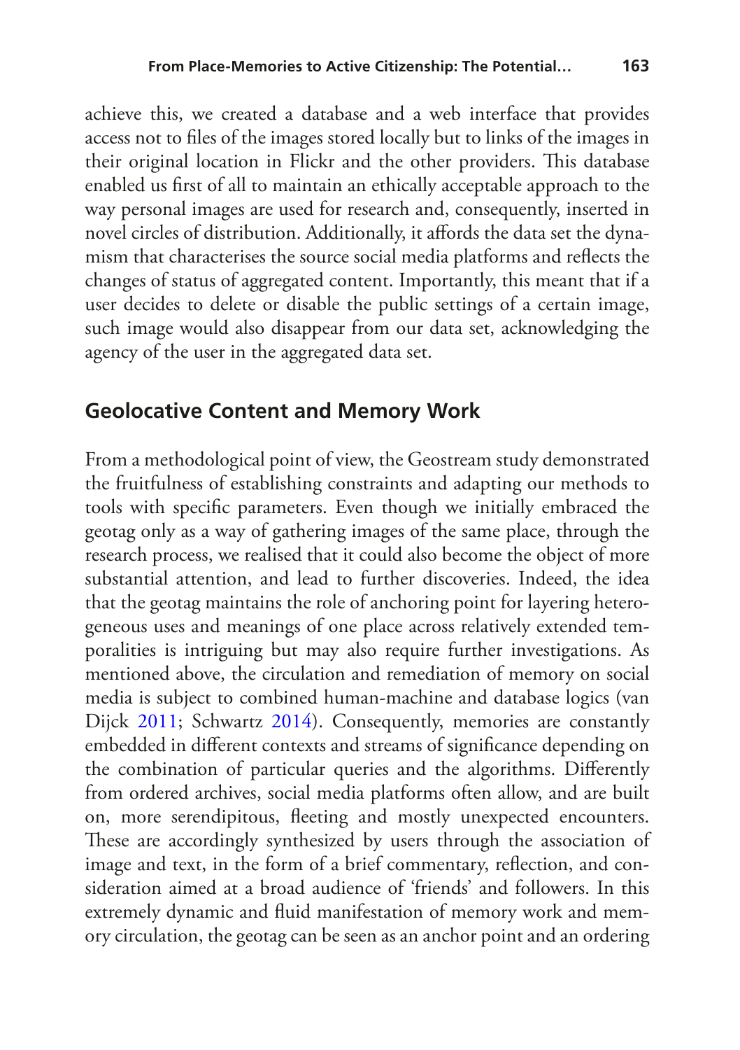achieve this, we created a database and a web interface that provides access not to files of the images stored locally but to links of the images in their original location in Flickr and the other providers. This database enabled us first of all to maintain an ethically acceptable approach to the way personal images are used for research and, consequently, inserted in novel circles of distribution. Additionally, it affords the data set the dynamism that characterises the source social media platforms and reflects the changes of status of aggregated content. Importantly, this meant that if a user decides to delete or disable the public settings of a certain image, such image would also disappear from our data set, acknowledging the agency of the user in the aggregated data set.

## Geolocative Content and Memory Work

From a methodological point of view, the Geostream study demonstrated the fruitfulness of establishing constraints and adapting our methods to tools with specific parameters. Even though we initially embraced the geotag only as a way of gathering images of the same place, through the research process, we realised that it could also become the object of more substantial attention, and lead to further discoveries. Indeed, the idea that the geotag maintains the role of anchoring point for layering heterogeneous uses and meanings of one place across relatively extended temporalities is intriguing but may also require further investigations. As mentioned above, the circulation and remediation of memory on social media is subject to combined human-machine and database logics (van Dijck 2011; Schwartz 2014). Consequently, memories are constantly embedded in different contexts and streams of significance depending on the combination of particular queries and the algorithms. Differently from ordered archives, social media platforms often allow, and are built on, more serendipitous, fleeting and mostly unexpected encounters. These are accordingly synthesized by users through the association of image and text, in the form of a brief commentary, reflection, and consideration aimed at a broad audience of 'friends' and followers. In this extremely dynamic and fluid manifestation of memory work and memory circulation, the geotag can be seen as an anchor point and an ordering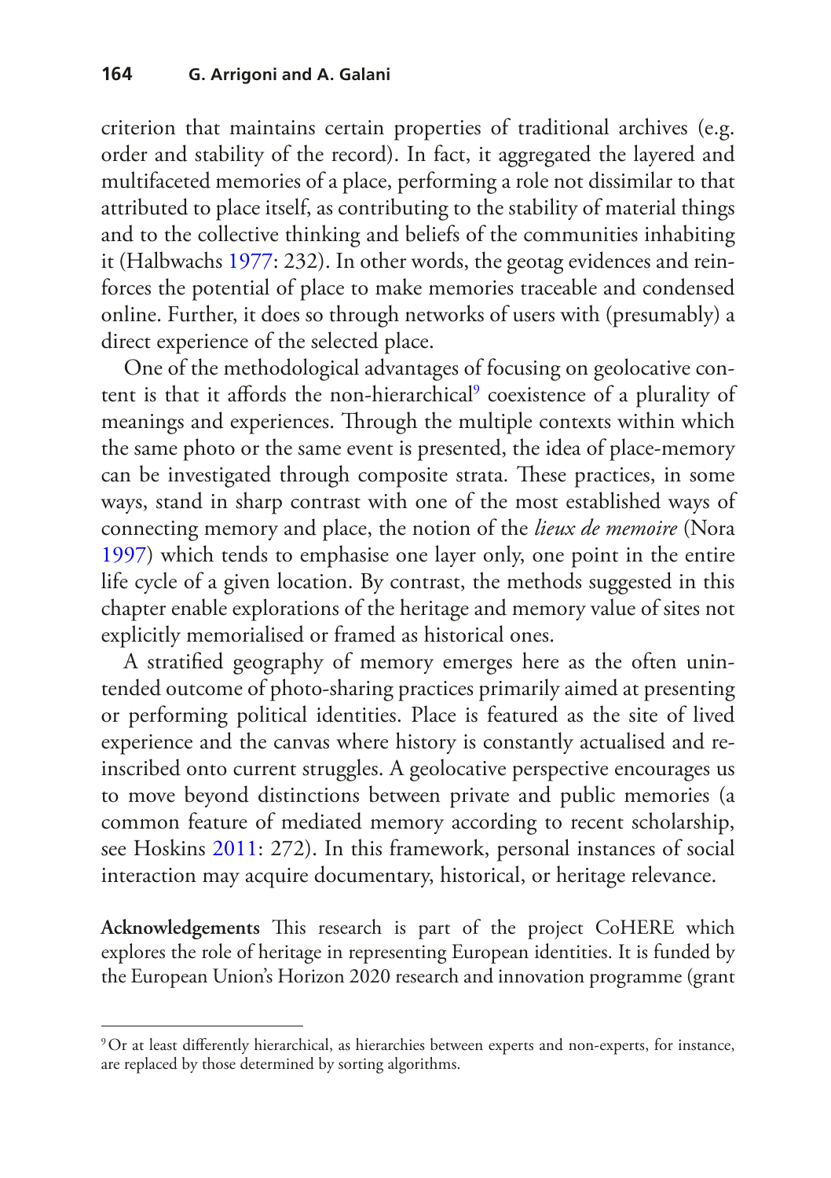criterion that maintains certain properties of traditional archives (e.g. order and stability of the record). In fact, it aggregated the layered and multifaceted memories of a place, performing a role not dissimilar to that attributed to place itself, as contributing to the stability of material things and to the collective thinking and beliefs of the communities inhabiting it (Halbwachs 1977: 232). In other words, the geotag evidences and reinforces the potential of place to make memories traceable and condensed online. Further, it does so through networks of users with (presumably) a direct experience of the selected place.

One of the methodological advantages of focusing on geolocative content is that it affords the non-hierarchical[9] coexistence of a plurality of meanings and experiences. Through the multiple contexts within which the same photo or the same event is presented, the idea of place-memory can be investigated through composite strata. These practices, in some ways, stand in sharp contrast with one of the most established ways of connecting memory and place, the notion of the *lieux de memoire* (Nora 1997) which tends to emphasise one layer only, one point in the entire life cycle of a given location. By contrast, the methods suggested in this chapter enable explorations of the heritage and memory value of sites not explicitly memorialised or framed as historical ones.

A stratified geography of memory emerges here as the often unintended outcome of photo-sharing practices primarily aimed at presenting or performing political identities. Place is featured as the site of lived experience and the canvas where history is constantly actualised and re-inscribed onto current struggles. A geolocative perspective encourages us to move beyond distinctions between private and public memories (a common feature of mediated memory according to recent scholarship, see Hoskins 2011: 272). In this framework, personal instances of social interaction may acquire documentary, historical, or heritage relevance.

**Acknowledgements** This research is part of the project CoHERE which explores the role of heritage in representing European identities. It is funded by the European Union's Horizon 2020 research and innovation programme (grant

[9] Or at least differently hierarchical, as hierarchies between experts and non-experts, for instance, are replaced by those determined by sorting algorithms.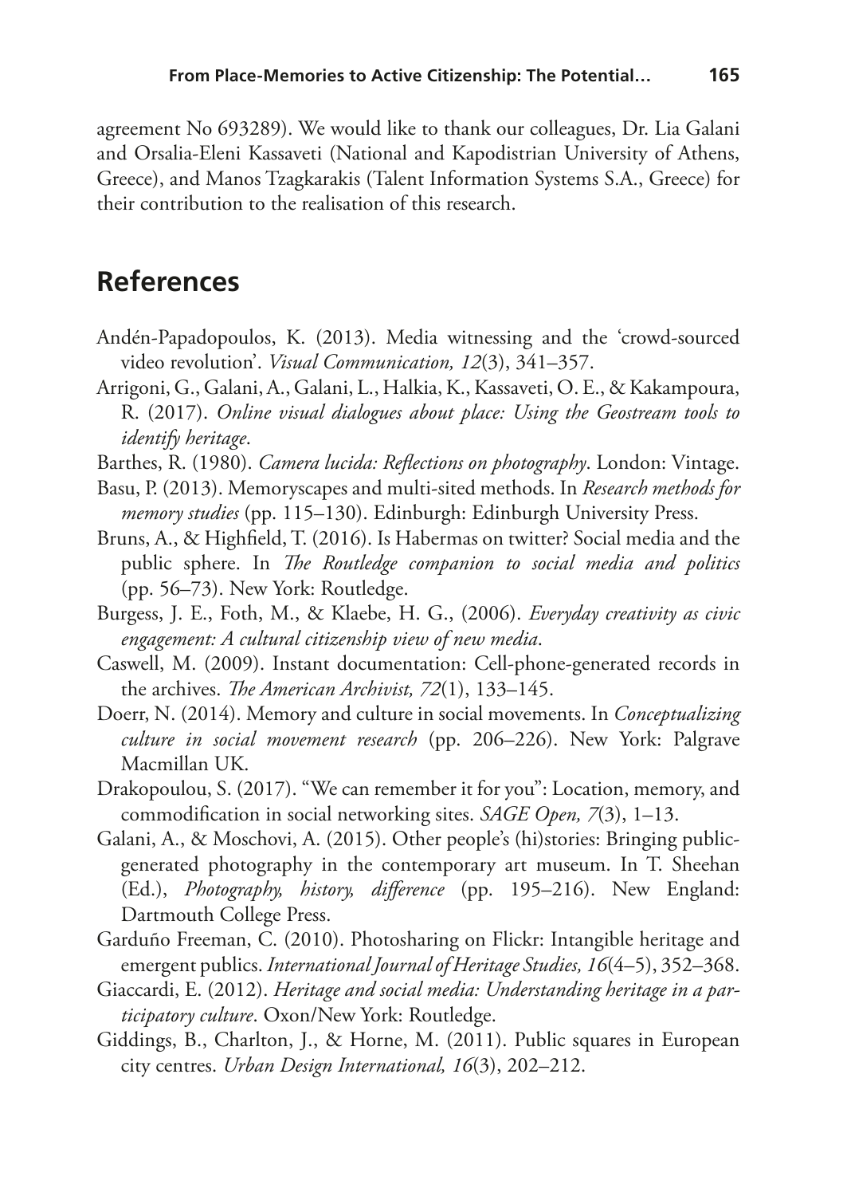agreement No 693289). We would like to thank our colleagues, Dr. Lia Galani and Orsalia-Eleni Kassaveti (National and Kapodistrian University of Athens, Greece), and Manos Tzagkarakis (Talent Information Systems S.A., Greece) for their contribution to the realisation of this research.

## References

Andén-Papadopoulos, K. (2013). Media witnessing and the 'crowd-sourced video revolution'. *Visual Communication, 12*(3), 341–357.

Arrigoni, G., Galani, A., Galani, L., Halkia, K., Kassaveti, O. E., & Kakampoura, R. (2017). *Online visual dialogues about place: Using the Geostream tools to identify heritage*.

Barthes, R. (1980). *Camera lucida: Reflections on photography*. London: Vintage.

Basu, P. (2013). Memoryscapes and multi-sited methods. In *Research methods for memory studies* (pp. 115–130). Edinburgh: Edinburgh University Press.

Bruns, A., & Highfield, T. (2016). Is Habermas on twitter? Social media and the public sphere. In *The Routledge companion to social media and politics* (pp. 56–73). New York: Routledge.

Burgess, J. E., Foth, M., & Klaebe, H. G., (2006). *Everyday creativity as civic engagement: A cultural citizenship view of new media*.

Caswell, M. (2009). Instant documentation: Cell-phone-generated records in the archives. *The American Archivist, 72*(1), 133–145.

Doerr, N. (2014). Memory and culture in social movements. In *Conceptualizing culture in social movement research* (pp. 206–226). New York: Palgrave Macmillan UK.

Drakopoulou, S. (2017). "We can remember it for you": Location, memory, and commodification in social networking sites. *SAGE Open, 7*(3), 1–13.

Galani, A., & Moschovi, A. (2015). Other people's (hi)stories: Bringing public-generated photography in the contemporary art museum. In T. Sheehan (Ed.), *Photography, history, difference* (pp. 195–216). New England: Dartmouth College Press.

Garduño Freeman, C. (2010). Photosharing on Flickr: Intangible heritage and emergent publics. *International Journal of Heritage Studies, 16*(4–5), 352–368.

Giaccardi, E. (2012). *Heritage and social media: Understanding heritage in a participatory culture*. Oxon/New York: Routledge.

Giddings, B., Charlton, J., & Horne, M. (2011). Public squares in European city centres. *Urban Design International, 16*(3), 202–212.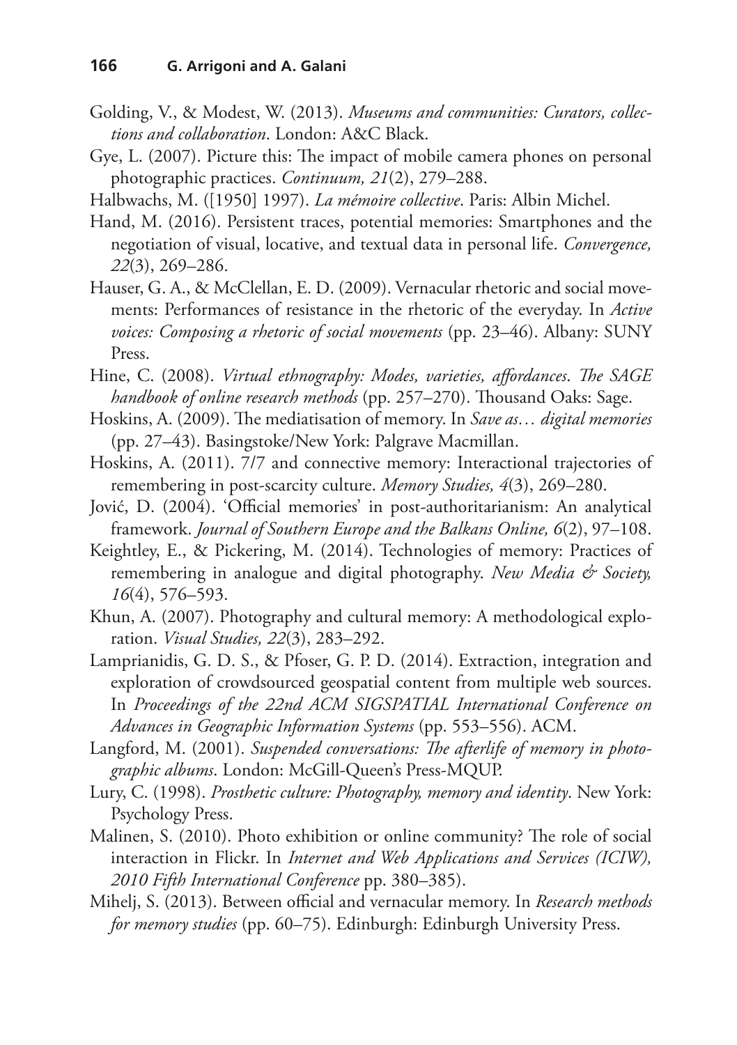Golding, V., & Modest, W. (2013). *Museums and communities: Curators, collections and collaboration*. London: A&C Black.

Gye, L. (2007). Picture this: The impact of mobile camera phones on personal photographic practices. *Continuum, 21*(2), 279–288.

Halbwachs, M. ([1950] 1997). *La mémoire collective*. Paris: Albin Michel.

Hand, M. (2016). Persistent traces, potential memories: Smartphones and the negotiation of visual, locative, and textual data in personal life. *Convergence, 22*(3), 269–286.

Hauser, G. A., & McClellan, E. D. (2009). Vernacular rhetoric and social movements: Performances of resistance in the rhetoric of the everyday. In *Active voices: Composing a rhetoric of social movements* (pp. 23–46). Albany: SUNY Press.

Hine, C. (2008). *Virtual ethnography: Modes, varieties, affordances*. *The SAGE handbook of online research methods* (pp. 257–270). Thousand Oaks: Sage.

Hoskins, A. (2009). The mediatisation of memory. In *Save as… digital memories* (pp. 27–43). Basingstoke/New York: Palgrave Macmillan.

Hoskins, A. (2011). 7/7 and connective memory: Interactional trajectories of remembering in post-scarcity culture. *Memory Studies, 4*(3), 269–280.

Jović, D. (2004). 'Official memories' in post-authoritarianism: An analytical framework. *Journal of Southern Europe and the Balkans Online, 6*(2), 97–108.

Keightley, E., & Pickering, M. (2014). Technologies of memory: Practices of remembering in analogue and digital photography. *New Media & Society, 16*(4), 576–593.

Khun, A. (2007). Photography and cultural memory: A methodological exploration. *Visual Studies, 22*(3), 283–292.

Lamprianidis, G. D. S., & Pfoser, G. P. D. (2014). Extraction, integration and exploration of crowdsourced geospatial content from multiple web sources. In *Proceedings of the 22nd ACM SIGSPATIAL International Conference on Advances in Geographic Information Systems* (pp. 553–556). ACM.

Langford, M. (2001). *Suspended conversations: The afterlife of memory in photographic albums*. London: McGill-Queen's Press-MQUP.

Lury, C. (1998). *Prosthetic culture: Photography, memory and identity*. New York: Psychology Press.

Malinen, S. (2010). Photo exhibition or online community? The role of social interaction in Flickr. In *Internet and Web Applications and Services (ICIW), 2010 Fifth International Conference* pp. 380–385).

Mihelj, S. (2013). Between official and vernacular memory. In *Research methods for memory studies* (pp. 60–75). Edinburgh: Edinburgh University Press.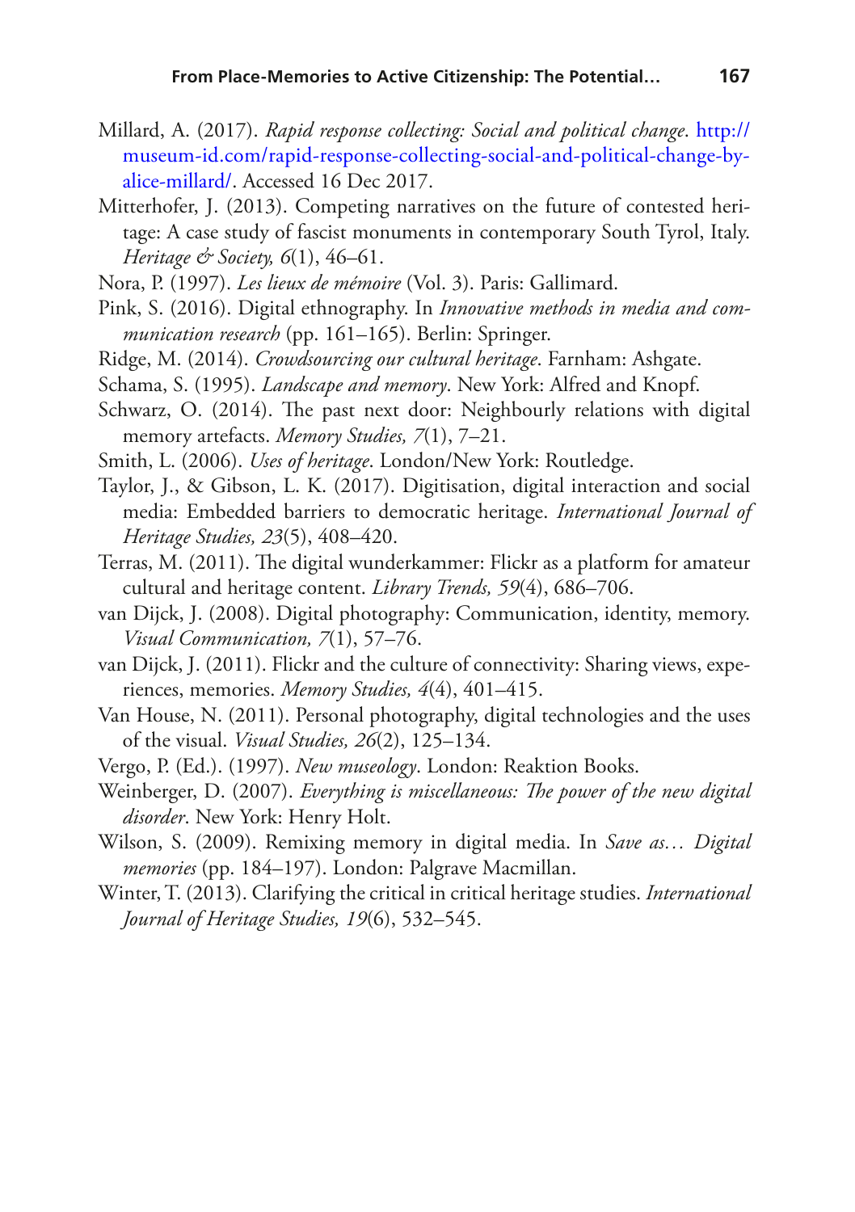Millard, A. (2017). *Rapid response collecting: Social and political change*. http://museum-id.com/rapid-response-collecting-social-and-political-change-by-alice-millard/. Accessed 16 Dec 2017.

Mitterhofer, J. (2013). Competing narratives on the future of contested heritage: A case study of fascist monuments in contemporary South Tyrol, Italy. *Heritage & Society, 6*(1), 46–61.

Nora, P. (1997). *Les lieux de mémoire* (Vol. 3). Paris: Gallimard.

Pink, S. (2016). Digital ethnography. In *Innovative methods in media and communication research* (pp. 161–165). Berlin: Springer.

Ridge, M. (2014). *Crowdsourcing our cultural heritage*. Farnham: Ashgate.

Schama, S. (1995). *Landscape and memory*. New York: Alfred and Knopf.

Schwarz, O. (2014). The past next door: Neighbourly relations with digital memory artefacts. *Memory Studies, 7*(1), 7–21.

Smith, L. (2006). *Uses of heritage*. London/New York: Routledge.

Taylor, J., & Gibson, L. K. (2017). Digitisation, digital interaction and social media: Embedded barriers to democratic heritage. *International Journal of Heritage Studies, 23*(5), 408–420.

Terras, M. (2011). The digital wunderkammer: Flickr as a platform for amateur cultural and heritage content. *Library Trends, 59*(4), 686–706.

van Dijck, J. (2008). Digital photography: Communication, identity, memory. *Visual Communication, 7*(1), 57–76.

van Dijck, J. (2011). Flickr and the culture of connectivity: Sharing views, experiences, memories. *Memory Studies, 4*(4), 401–415.

Van House, N. (2011). Personal photography, digital technologies and the uses of the visual. *Visual Studies, 26*(2), 125–134.

Vergo, P. (Ed.). (1997). *New museology*. London: Reaktion Books.

Weinberger, D. (2007). *Everything is miscellaneous: The power of the new digital disorder*. New York: Henry Holt.

Wilson, S. (2009). Remixing memory in digital media. In *Save as… Digital memories* (pp. 184–197). London: Palgrave Macmillan.

Winter, T. (2013). Clarifying the critical in critical heritage studies. *International Journal of Heritage Studies, 19*(6), 532–545.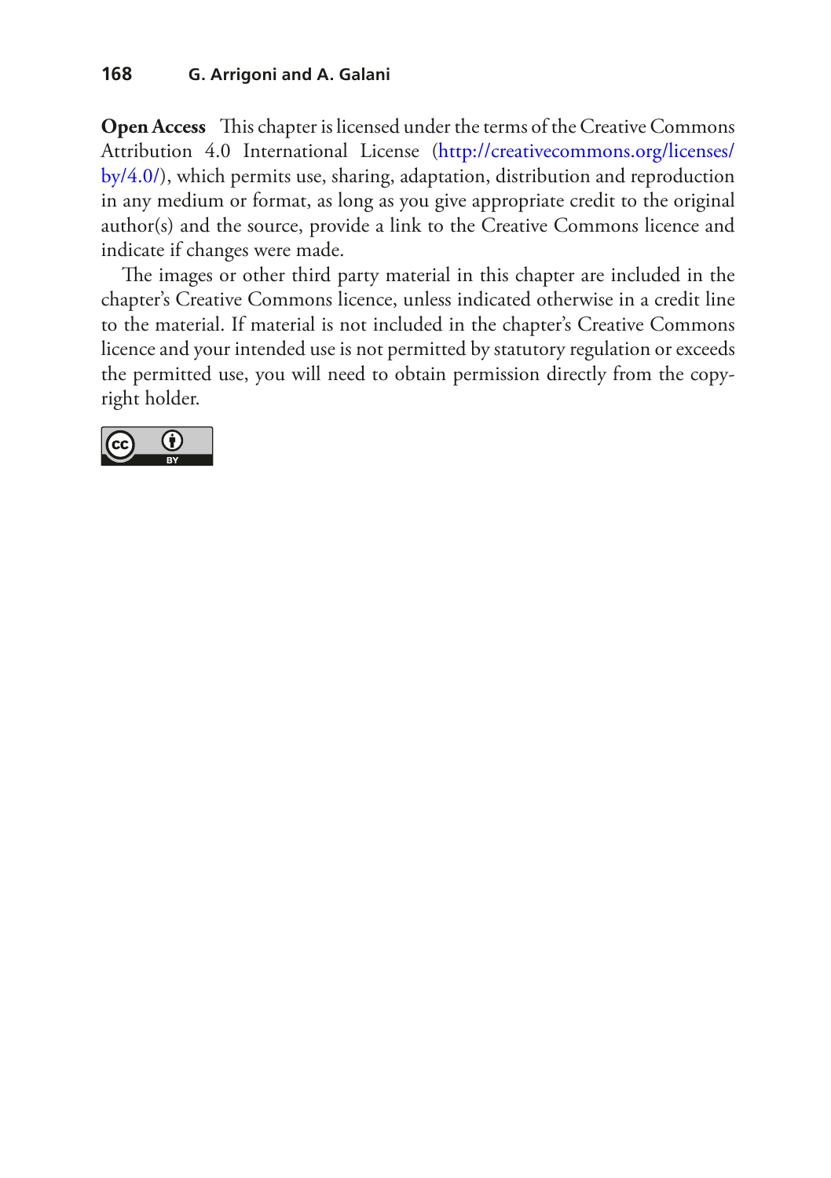**Open Access** This chapter is licensed under the terms of the Creative Commons Attribution 4.0 International License (http://creativecommons.org/licenses/by/4.0/), which permits use, sharing, adaptation, distribution and reproduction in any medium or format, as long as you give appropriate credit to the original author(s) and the source, provide a link to the Creative Commons licence and indicate if changes were made.

The images or other third party material in this chapter are included in the chapter's Creative Commons licence, unless indicated otherwise in a credit line to the material. If material is not included in the chapter's Creative Commons licence and your intended use is not permitted by statutory regulation or exceeds the permitted use, you will need to obtain permission directly from the copyright holder.